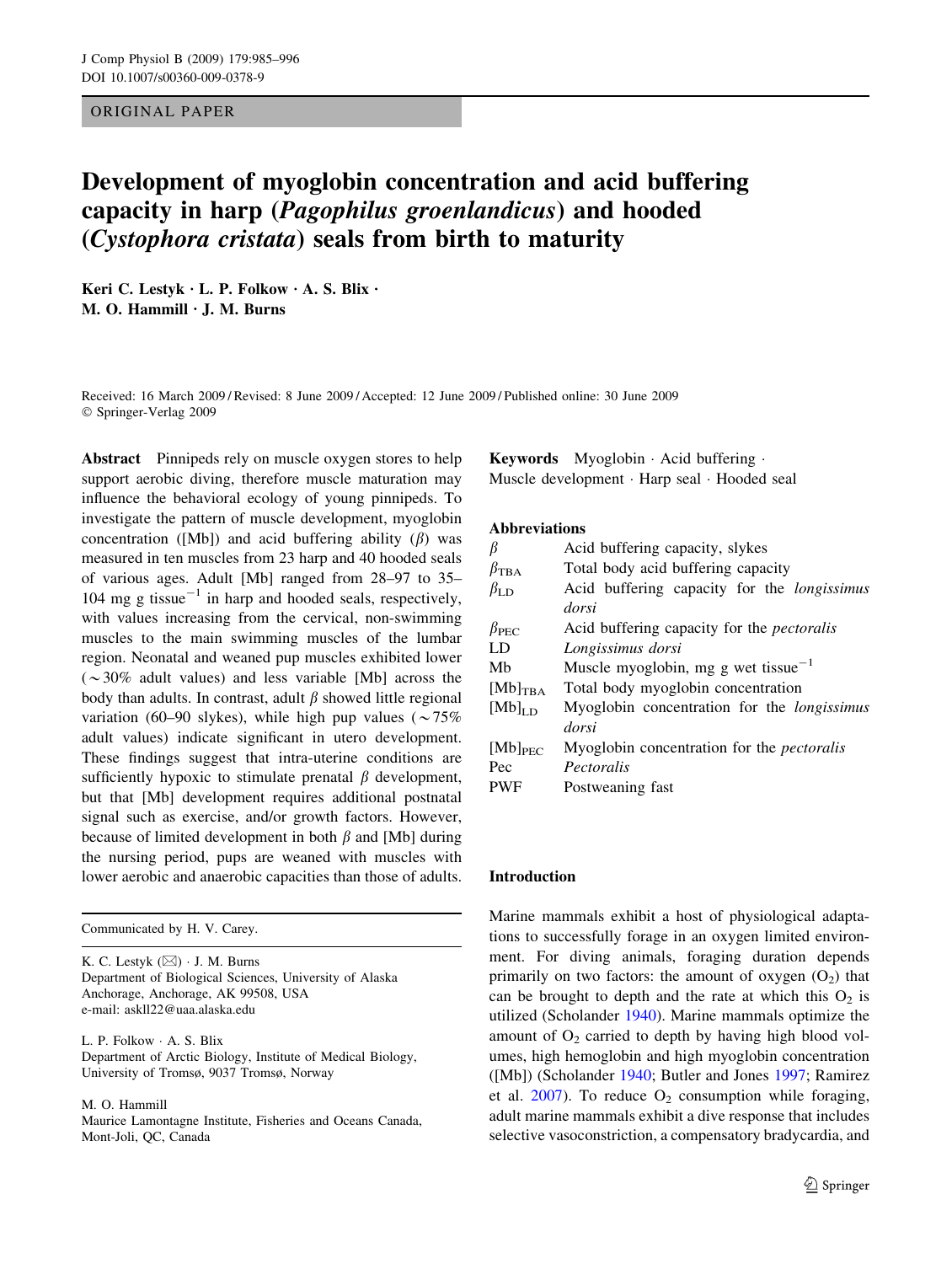ORIGINAL PAPER

# Development of myoglobin concentration and acid buffering capacity in harp (*Pagophilus groenlandicus*) and hooded (*Cystophora cristata*) seals from birth to maturity

**Keri C. Lestyk · L. P. Folkow · A. S. Blix · M. O. Hammill · J. M. Burns**

Received: 16 March 2009 / Revised: 8 June 2009 / Accepted: 12 June 2009 / Published online: 30 June 2009
© Springer-Verlag 2009

**Abstract** Pinnipeds rely on muscle oxygen stores to help support aerobic diving, therefore muscle maturation may influence the behavioral ecology of young pinnipeds. To investigate the pattern of muscle development, myoglobin concentration ([Mb]) and acid buffering ability ($\beta$) was measured in ten muscles from 23 harp and 40 hooded seals of various ages. Adult [Mb] ranged from 28–97 to 35–104 mg g tissue$^{-1}$ in harp and hooded seals, respectively, with values increasing from the cervical, non-swimming muscles to the main swimming muscles of the lumbar region. Neonatal and weaned pup muscles exhibited lower (~30% adult values) and less variable [Mb] across the body than adults. In contrast, adult $\beta$ showed little regional variation (60–90 slykes), while high pup values (~75% adult values) indicate significant in utero development. These findings suggest that intra-uterine conditions are sufficiently hypoxic to stimulate prenatal $\beta$ development, but that [Mb] development requires additional postnatal signal such as exercise, and/or growth factors. However, because of limited development in both $\beta$ and [Mb] during the nursing period, pups are weaned with muscles with lower aerobic and anaerobic capacities than those of adults.

**Keywords** Myoglobin · Acid buffering · Muscle development · Harp seal · Hooded seal

**Abbreviations**

| | |
|---|---|
| $\beta$ | Acid buffering capacity, slykes |
| $\beta_{TBA}$ | Total body acid buffering capacity |
| $\beta_{LD}$ | Acid buffering capacity for the *longissimus dorsi* |
| $\beta_{PEC}$ | Acid buffering capacity for the *pectoralis* |
| LD | *Longissimus dorsi* |
| Mb | Muscle myoglobin, mg g wet tissue$^{-1}$ |
| $[Mb]_{TBA}$ | Total body myoglobin concentration |
| $[Mb]_{LD}$ | Myoglobin concentration for the *longissimus dorsi* |
| $[Mb]_{PEC}$ | Myoglobin concentration for the *pectoralis* |
| Pec | *Pectoralis* |
| PWF | Postweaning fast |

Communicated by H. V. Carey.

K. C. Lestyk (✉) · J. M. Burns
Department of Biological Sciences, University of Alaska Anchorage, Anchorage, AK 99508, USA
e-mail: askll22@uaa.alaska.edu

L. P. Folkow · A. S. Blix
Department of Arctic Biology, Institute of Medical Biology, University of Tromsø, 9037 Tromsø, Norway

M. O. Hammill
Maurice Lamontagne Institute, Fisheries and Oceans Canada, Mont-Joli, QC, Canada

## Introduction

Marine mammals exhibit a host of physiological adaptations to successfully forage in an oxygen limited environment. For diving animals, foraging duration depends primarily on two factors: the amount of oxygen ($O_2$) that can be brought to depth and the rate at which this $O_2$ is utilized (Scholander 1940). Marine mammals optimize the amount of $O_2$ carried to depth by having high blood volumes, high hemoglobin and high myoglobin concentration ([Mb]) (Scholander 1940; Butler and Jones 1997; Ramirez et al. 2007). To reduce $O_2$ consumption while foraging, adult marine mammals exhibit a dive response that includes selective vasoconstriction, a compensatory bradycardia, and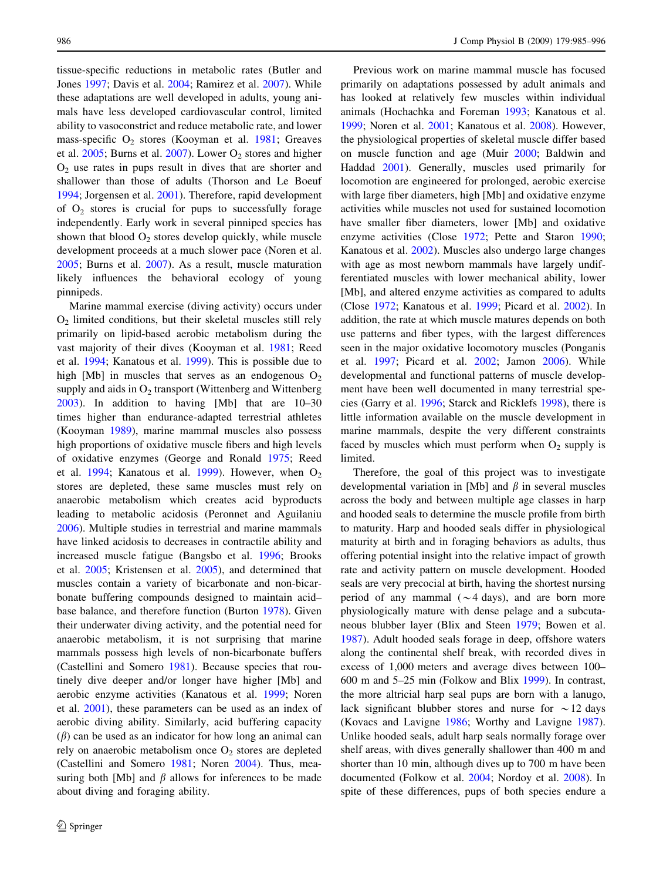tissue-specific reductions in metabolic rates (Butler and Jones 1997; Davis et al. 2004; Ramirez et al. 2007). While these adaptations are well developed in adults, young animals have less developed cardiovascular control, limited ability to vasoconstrict and reduce metabolic rate, and lower mass-specific $O_2$ stores (Kooyman et al. 1981; Greaves et al. 2005; Burns et al. 2007). Lower $O_2$ stores and higher $O_2$ use rates in pups result in dives that are shorter and shallower than those of adults (Thorson and Le Boeuf 1994; Jorgensen et al. 2001). Therefore, rapid development of $O_2$ stores is crucial for pups to successfully forage independently. Early work in several pinniped species has shown that blood $O_2$ stores develop quickly, while muscle development proceeds at a much slower pace (Noren et al. 2005; Burns et al. 2007). As a result, muscle maturation likely influences the behavioral ecology of young pinnipeds.

Marine mammal exercise (diving activity) occurs under $O_2$ limited conditions, but their skeletal muscles still rely primarily on lipid-based aerobic metabolism during the vast majority of their dives (Kooyman et al. 1981; Reed et al. 1994; Kanatous et al. 1999). This is possible due to high [Mb] in muscles that serves as an endogenous $O_2$ supply and aids in $O_2$ transport (Wittenberg and Wittenberg 2003). In addition to having [Mb] that are 10–30 times higher than endurance-adapted terrestrial athletes (Kooyman 1989), marine mammal muscles also possess high proportions of oxidative muscle fibers and high levels of oxidative enzymes (George and Ronald 1975; Reed et al. 1994; Kanatous et al. 1999). However, when $O_2$ stores are depleted, these same muscles must rely on anaerobic metabolism which creates acid byproducts leading to metabolic acidosis (Peronnet and Aguilaniu 2006). Multiple studies in terrestrial and marine mammals have linked acidosis to decreases in contractile ability and increased muscle fatigue (Bangsbo et al. 1996; Brooks et al. 2005; Kristensen et al. 2005), and determined that muscles contain a variety of bicarbonate and non-bicarbonate buffering compounds designed to maintain acid–base balance, and therefore function (Burton 1978). Given their underwater diving activity, and the potential need for anaerobic metabolism, it is not surprising that marine mammals possess high levels of non-bicarbonate buffers (Castellini and Somero 1981). Because species that routinely dive deeper and/or longer have higher [Mb] and aerobic enzyme activities (Kanatous et al. 1999; Noren et al. 2001), these parameters can be used as an index of aerobic diving ability. Similarly, acid buffering capacity ($\beta$) can be used as an indicator for how long an animal can rely on anaerobic metabolism once $O_2$ stores are depleted (Castellini and Somero 1981; Noren 2004). Thus, measuring both [Mb] and $\beta$ allows for inferences to be made about diving and foraging ability.

Previous work on marine mammal muscle has focused primarily on adaptations possessed by adult animals and has looked at relatively few muscles within individual animals (Hochachka and Foreman 1993; Kanatous et al. 1999; Noren et al. 2001; Kanatous et al. 2008). However, the physiological properties of skeletal muscle differ based on muscle function and age (Muir 2000; Baldwin and Haddad 2001). Generally, muscles used primarily for locomotion are engineered for prolonged, aerobic exercise with large fiber diameters, high [Mb] and oxidative enzyme activities while muscles not used for sustained locomotion have smaller fiber diameters, lower [Mb] and oxidative enzyme activities (Close 1972; Pette and Staron 1990; Kanatous et al. 2002). Muscles also undergo large changes with age as most newborn mammals have largely undifferentiated muscles with lower mechanical ability, lower [Mb], and altered enzyme activities as compared to adults (Close 1972; Kanatous et al. 1999; Picard et al. 2002). In addition, the rate at which muscle matures depends on both use patterns and fiber types, with the largest differences seen in the major oxidative locomotory muscles (Ponganis et al. 1997; Picard et al. 2002; Jamon 2006). While developmental and functional patterns of muscle development have been well documented in many terrestrial species (Garry et al. 1996; Starck and Ricklefs 1998), there is little information available on the muscle development in marine mammals, despite the very different constraints faced by muscles which must perform when $O_2$ supply is limited.

Therefore, the goal of this project was to investigate developmental variation in [Mb] and $\beta$ in several muscles across the body and between multiple age classes in harp and hooded seals to determine the muscle profile from birth to maturity. Harp and hooded seals differ in physiological maturity at birth and in foraging behaviors as adults, thus offering potential insight into the relative impact of growth rate and activity pattern on muscle development. Hooded seals are very precocial at birth, having the shortest nursing period of any mammal (~4 days), and are born more physiologically mature with dense pelage and a subcutaneous blubber layer (Blix and Steen 1979; Bowen et al. 1987). Adult hooded seals forage in deep, offshore waters along the continental shelf break, with recorded dives in excess of 1,000 meters and average dives between 100–600 m and 5–25 min (Folkow and Blix 1999). In contrast, the more altricial harp seal pups are born with a lanugo, lack significant blubber stores and nurse for ~12 days (Kovacs and Lavigne 1986; Worthy and Lavigne 1987). Unlike hooded seals, adult harp seals normally forage over shelf areas, with dives generally shallower than 400 m and shorter than 10 min, although dives up to 700 m have been documented (Folkow et al. 2004; Nordoy et al. 2008). In spite of these differences, pups of both species endure a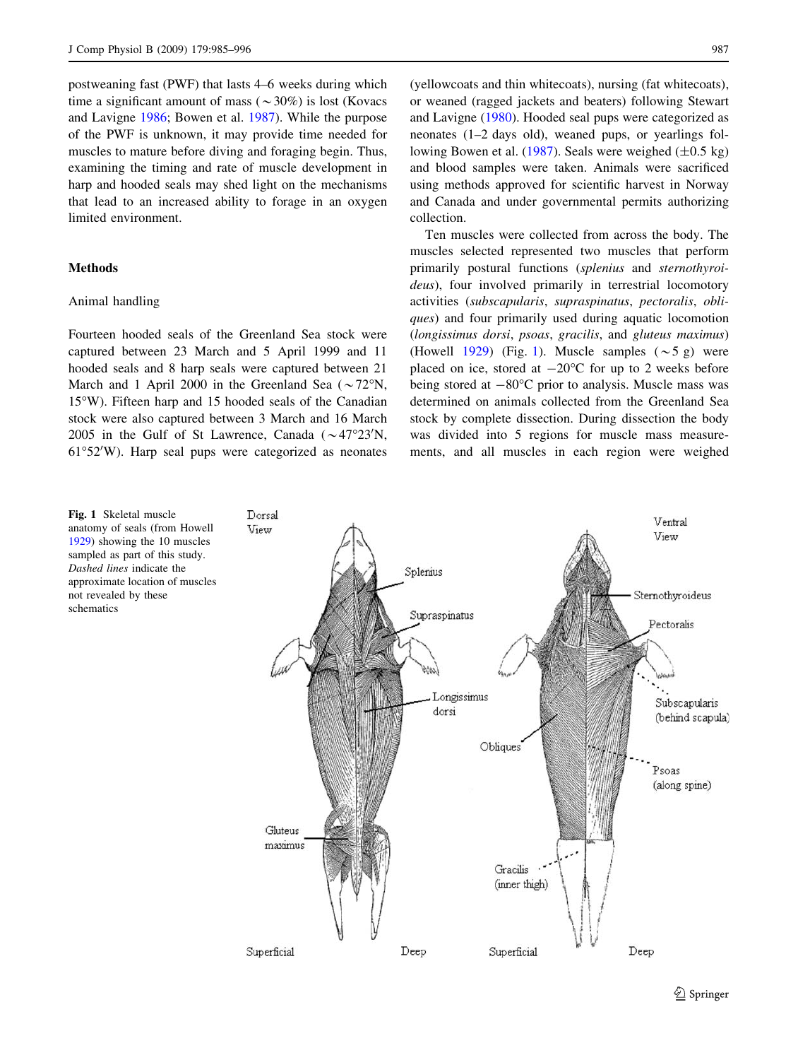postweaning fast (PWF) that lasts 4–6 weeks during which time a significant amount of mass (~30%) is lost (Kovacs and Lavigne 1986; Bowen et al. 1987). While the purpose of the PWF is unknown, it may provide time needed for muscles to mature before diving and foraging begin. Thus, examining the timing and rate of muscle development in harp and hooded seals may shed light on the mechanisms that lead to an increased ability to forage in an oxygen limited environment.

## Methods

### Animal handling

Fourteen hooded seals of the Greenland Sea stock were captured between 23 March and 5 April 1999 and 11 hooded seals and 8 harp seals were captured between 21 March and 1 April 2000 in the Greenland Sea (~72°N, 15°W). Fifteen harp and 15 hooded seals of the Canadian stock were also captured between 3 March and 16 March 2005 in the Gulf of St Lawrence, Canada (~47°23′N, 61°52′W). Harp seal pups were categorized as neonates (yellowcoats and thin whitecoats), nursing (fat whitecoats), or weaned (ragged jackets and beaters) following Stewart and Lavigne (1980). Hooded seal pups were categorized as neonates (1–2 days old), weaned pups, or yearlings following Bowen et al. (1987). Seals were weighed (±0.5 kg) and blood samples were taken. Animals were sacrificed using methods approved for scientific harvest in Norway and Canada and under governmental permits authorizing collection.

Ten muscles were collected from across the body. The muscles selected represented two muscles that perform primarily postural functions (*splenius* and *sternothyroideus*), four involved primarily in terrestrial locomotory activities (*subscapularis*, *supraspinatus*, *pectoralis*, *obliques*) and four primarily used during aquatic locomotion (*longissimus dorsi*, *psoas*, *gracilis*, and *gluteus maximus*) (Howell 1929) (Fig. 1). Muscle samples (~5 g) were placed on ice, stored at −20°C for up to 2 weeks before being stored at −80°C prior to analysis. Muscle mass was determined on animals collected from the Greenland Sea stock by complete dissection. During dissection the body was divided into 5 regions for muscle mass measurements, and all muscles in each region were weighed

**Fig. 1** Skeletal muscle anatomy of seals (from Howell 1929) showing the 10 muscles sampled as part of this study. *Dashed lines* indicate the approximate location of muscles not revealed by these schematics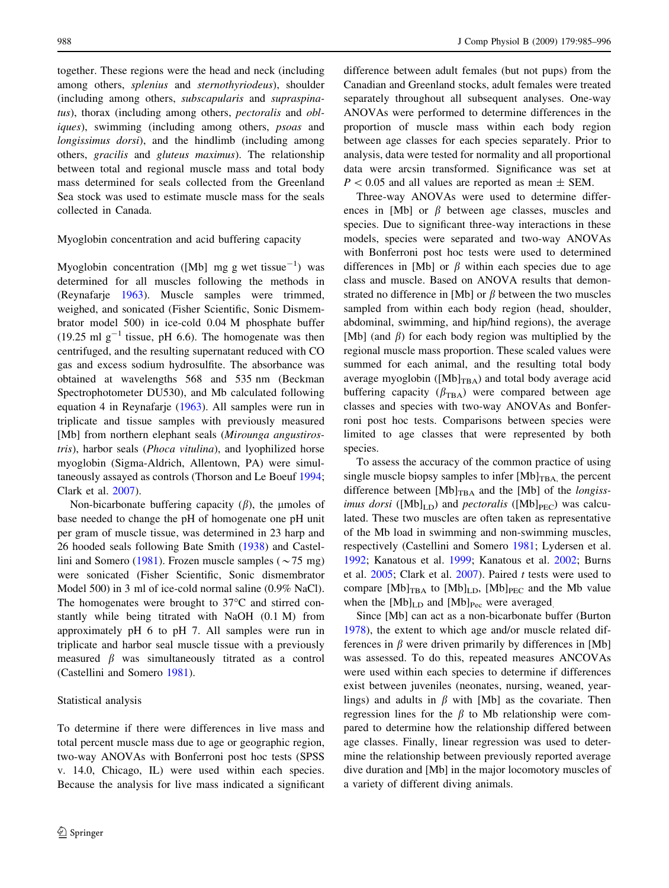together. These regions were the head and neck (including among others, *splenius* and *sternothyriodeus*), shoulder (including among others, *subscapularis* and *supraspinatus*), thorax (including among others, *pectoralis* and *obliques*), swimming (including among others, *psoas* and *longissimus dorsi*), and the hindlimb (including among others, *gracilis* and *gluteus maximus*). The relationship between total and regional muscle mass and total body mass determined for seals collected from the Greenland Sea stock was used to estimate muscle mass for the seals collected in Canada.

### Myoglobin concentration and acid buffering capacity

Myoglobin concentration ([Mb] mg g wet tissue$^{-1}$) was determined for all muscles following the methods in (Reynafarje 1963). Muscle samples were trimmed, weighed, and sonicated (Fisher Scientific, Sonic Dismembrator model 500) in ice-cold 0.04 M phosphate buffer (19.25 ml g$^{-1}$ tissue, pH 6.6). The homogenate was then centrifuged, and the resulting supernatant reduced with CO gas and excess sodium hydrosulfite. The absorbance was obtained at wavelengths 568 and 535 nm (Beckman Spectrophotometer DU530), and Mb calculated following equation 4 in Reynafarje (1963). All samples were run in triplicate and tissue samples with previously measured [Mb] from northern elephant seals (*Mirounga angustirostris*), harbor seals (*Phoca vitulina*), and lyophilized horse myoglobin (Sigma-Aldrich, Allentown, PA) were simultaneously assayed as controls (Thorson and Le Boeuf 1994; Clark et al. 2007).

Non-bicarbonate buffering capacity ($\beta$), the μmoles of base needed to change the pH of homogenate one pH unit per gram of muscle tissue, was determined in 23 harp and 26 hooded seals following Bate Smith (1938) and Castellini and Somero (1981). Frozen muscle samples (~75 mg) were sonicated (Fisher Scientific, Sonic dismembrator Model 500) in 3 ml of ice-cold normal saline (0.9% NaCl). The homogenates were brought to 37°C and stirred constantly while being titrated with NaOH (0.1 M) from approximately pH 6 to pH 7. All samples were run in triplicate and harbor seal muscle tissue with a previously measured $\beta$ was simultaneously titrated as a control (Castellini and Somero 1981).

### Statistical analysis

To determine if there were differences in live mass and total percent muscle mass due to age or geographic region, two-way ANOVAs with Bonferroni post hoc tests (SPSS v. 14.0, Chicago, IL) were used within each species. Because the analysis for live mass indicated a significant difference between adult females (but not pups) from the Canadian and Greenland stocks, adult females were treated separately throughout all subsequent analyses. One-way ANOVAs were performed to determine differences in the proportion of muscle mass within each body region between age classes for each species separately. Prior to analysis, data were tested for normality and all proportional data were arcsin transformed. Significance was set at $P < 0.05$ and all values are reported as mean ± SEM.

Three-way ANOVAs were used to determine differences in [Mb] or $\beta$ between age classes, muscles and species. Due to significant three-way interactions in these models, species were separated and two-way ANOVAs with Bonferroni post hoc tests were used to determined differences in [Mb] or $\beta$ within each species due to age class and muscle. Based on ANOVA results that demonstrated no difference in [Mb] or $\beta$ between the two muscles sampled from within each body region (head, shoulder, abdominal, swimming, and hip/hind regions), the average [Mb] (and $\beta$) for each body region was multiplied by the regional muscle mass proportion. These scaled values were summed for each animal, and the resulting total body average myoglobin ($[Mb]_{TBA}$) and total body average acid buffering capacity ($\beta_{TBA}$) were compared between age classes and species with two-way ANOVAs and Bonferroni post hoc tests. Comparisons between species were limited to age classes that were represented by both species.

To assess the accuracy of the common practice of using single muscle biopsy samples to infer $[Mb]_{TBA}$, the percent difference between $[Mb]_{TBA}$ and the [Mb] of the *longissimus dorsi* ($[Mb]_{LD}$) and *pectoralis* ($[Mb]_{PEC}$) was calculated. These two muscles are often taken as representative of the Mb load in swimming and non-swimming muscles, respectively (Castellini and Somero 1981; Lydersen et al. 1992; Kanatous et al. 1999; Kanatous et al. 2002; Burns et al. 2005; Clark et al. 2007). Paired *t* tests were used to compare $[Mb]_{TBA}$ to $[Mb]_{LD}$, $[Mb]_{PEC}$ and the Mb value when the $[Mb]_{LD}$ and $[Mb]_{Pec}$ were averaged.

Since [Mb] can act as a non-bicarbonate buffer (Burton 1978), the extent to which age and/or muscle related differences in $\beta$ were driven primarily by differences in [Mb] was assessed. To do this, repeated measures ANCOVAs were used within each species to determine if differences exist between juveniles (neonates, nursing, weaned, yearlings) and adults in $\beta$ with [Mb] as the covariate. Then regression lines for the $\beta$ to Mb relationship were compared to determine how the relationship differed between age classes. Finally, linear regression was used to determine the relationship between previously reported average dive duration and [Mb] in the major locomotory muscles of a variety of different diving animals.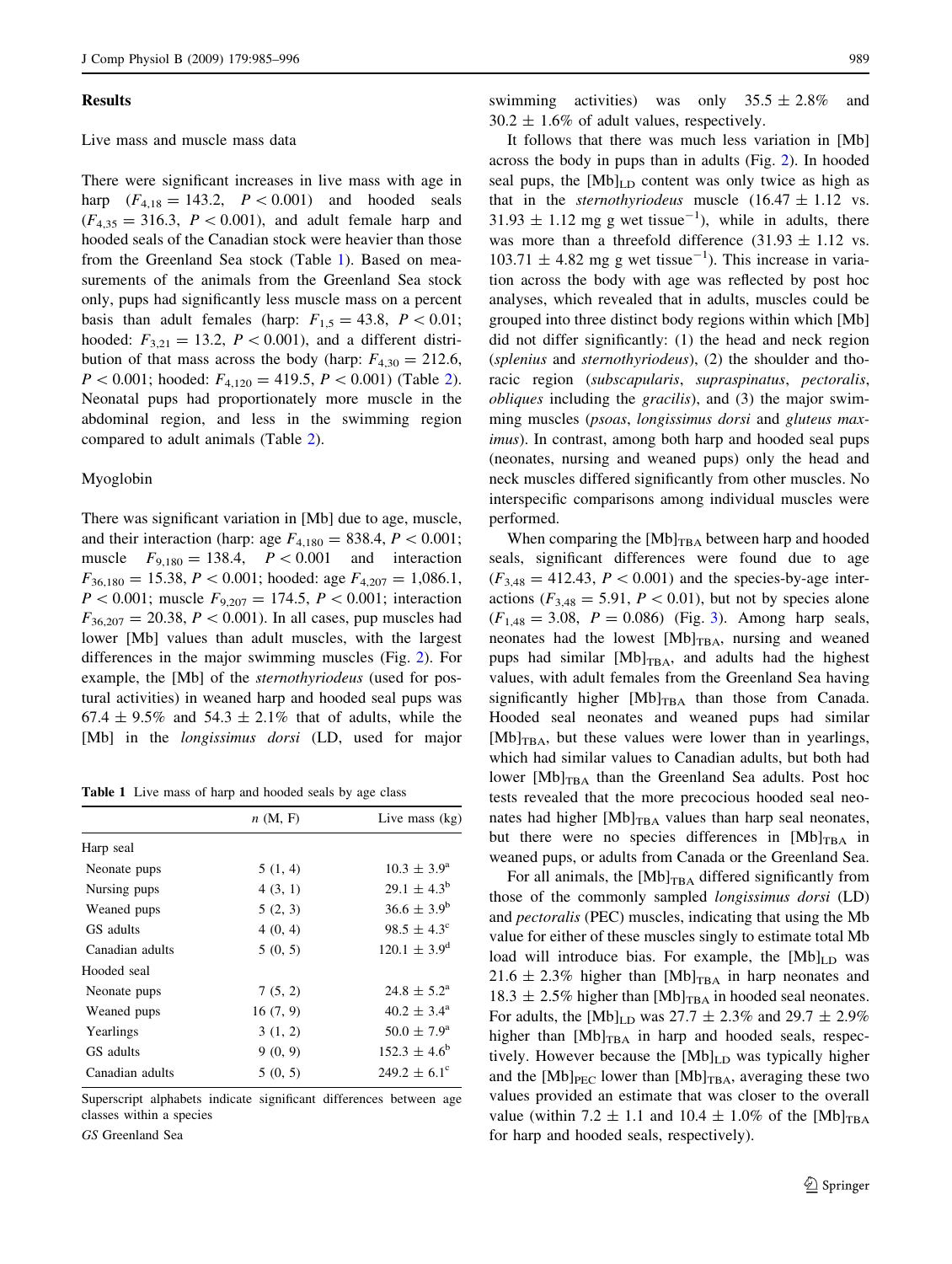## Results

### Live mass and muscle mass data

There were significant increases in live mass with age in harp ($F_{4,18} = 143.2$, $P < 0.001$) and hooded seals ($F_{4,35} = 316.3$, $P < 0.001$), and adult female harp and hooded seals of the Canadian stock were heavier than those from the Greenland Sea stock (Table 1). Based on measurements of the animals from the Greenland Sea stock only, pups had significantly less muscle mass on a percent basis than adult females (harp: $F_{1,5} = 43.8$, $P < 0.01$; hooded: $F_{3,21} = 13.2$, $P < 0.001$), and a different distribution of that mass across the body (harp: $F_{4,30} = 212.6$, $P < 0.001$; hooded: $F_{4,120} = 419.5$, $P < 0.001$) (Table 2). Neonatal pups had proportionately more muscle in the abdominal region, and less in the swimming region compared to adult animals (Table 2).

### Myoglobin

There was significant variation in [Mb] due to age, muscle, and their interaction (harp: age $F_{4,180} = 838.4$, $P < 0.001$; muscle $F_{9,180} = 138.4$, $P < 0.001$ and interaction $F_{36,180} = 15.38$, $P < 0.001$; hooded: age $F_{4,207} = 1{,}086.1$, $P < 0.001$; muscle $F_{9,207} = 174.5$, $P < 0.001$; interaction $F_{36,207} = 20.38$, $P < 0.001$). In all cases, pup muscles had lower [Mb] values than adult muscles, with the largest differences in the major swimming muscles (Fig. 2). For example, the [Mb] of the *sternothyriodeus* (used for postural activities) in weaned harp and hooded seal pups was 67.4 ± 9.5% and 54.3 ± 2.1% that of adults, while the [Mb] in the *longissimus dorsi* (LD, used for major swimming activities) was only 35.5 ± 2.8% and 30.2 ± 1.6% of adult values, respectively.

**Table 1** Live mass of harp and hooded seals by age class

| | n (M, F) | Live mass (kg) |
|---|---|---|
| Harp seal | | |
| Neonate pups | 5 (1, 4) | 10.3 ± 3.9[a] |
| Nursing pups | 4 (3, 1) | 29.1 ± 4.3[b] |
| Weaned pups | 5 (2, 3) | 36.6 ± 3.9[b] |
| GS adults | 4 (0, 4) | 98.5 ± 4.3[c] |
| Canadian adults | 5 (0, 5) | 120.1 ± 3.9[d] |
| Hooded seal | | |
| Neonate pups | 7 (5, 2) | 24.8 ± 5.2[a] |
| Weaned pups | 16 (7, 9) | 40.2 ± 3.4[a] |
| Yearlings | 3 (1, 2) | 50.0 ± 7.9[a] |
| GS adults | 9 (0, 9) | 152.3 ± 4.6[b] |
| Canadian adults | 5 (0, 5) | 249.2 ± 6.1[c] |

Superscript alphabets indicate significant differences between age classes within a species

*GS* Greenland Sea

It follows that there was much less variation in [Mb] across the body in pups than in adults (Fig. 2). In hooded seal pups, the $[Mb]_{LD}$ content was only twice as high as that in the *sternothyriodeus* muscle (16.47 ± 1.12 vs. 31.93 ± 1.12 mg g wet tissue$^{-1}$), while in adults, there was more than a threefold difference (31.93 ± 1.12 vs. 103.71 ± 4.82 mg g wet tissue$^{-1}$). This increase in variation across the body with age was reflected by post hoc analyses, which revealed that in adults, muscles could be grouped into three distinct body regions within which [Mb] did not differ significantly: (1) the head and neck region (*splenius* and *sternothyriodeus*), (2) the shoulder and thoracic region (*subscapularis*, *supraspinatus*, *pectoralis*, *obliques* including the *gracilis*), and (3) the major swimming muscles (*psoas*, *longissimus dorsi* and *gluteus maximus*). In contrast, among both harp and hooded seal pups (neonates, nursing and weaned pups) only the head and neck muscles differed significantly from other muscles. No interspecific comparisons among individual muscles were performed.

When comparing the $[Mb]_{TBA}$ between harp and hooded seals, significant differences were found due to age ($F_{3,48} = 412.43$, $P < 0.001$) and the species-by-age interactions ($F_{3,48} = 5.91$, $P < 0.01$), but not by species alone ($F_{1,48} = 3.08$, $P = 0.086$) (Fig. 3). Among harp seals, neonates had the lowest $[Mb]_{TBA}$, nursing and weaned pups had similar $[Mb]_{TBA}$, and adults had the highest values, with adult females from the Greenland Sea having significantly higher $[Mb]_{TBA}$ than those from Canada. Hooded seal neonates and weaned pups had similar $[Mb]_{TBA}$, but these values were lower than in yearlings, which had similar values to Canadian adults, but both had lower $[Mb]_{TBA}$ than the Greenland Sea adults. Post hoc tests revealed that the more precocious hooded seal neonates had higher $[Mb]_{TBA}$ values than harp seal neonates, but there were no species differences in $[Mb]_{TBA}$ in weaned pups, or adults from Canada or the Greenland Sea.

For all animals, the $[Mb]_{TBA}$ differed significantly from those of the commonly sampled *longissimus dorsi* (LD) and *pectoralis* (PEC) muscles, indicating that using the Mb value for either of these muscles singly to estimate total Mb load will introduce bias. For example, the $[Mb]_{LD}$ was 21.6 ± 2.3% higher than $[Mb]_{TBA}$ in harp neonates and 18.3 ± 2.5% higher than $[Mb]_{TBA}$ in hooded seal neonates. For adults, the $[Mb]_{LD}$ was 27.7 ± 2.3% and 29.7 ± 2.9% higher than $[Mb]_{TBA}$ in harp and hooded seals, respectively. However because the $[Mb]_{LD}$ was typically higher and the $[Mb]_{PEC}$ lower than $[Mb]_{TBA}$, averaging these two values provided an estimate that was closer to the overall value (within 7.2 ± 1.1 and 10.4 ± 1.0% of the $[Mb]_{TBA}$ for harp and hooded seals, respectively).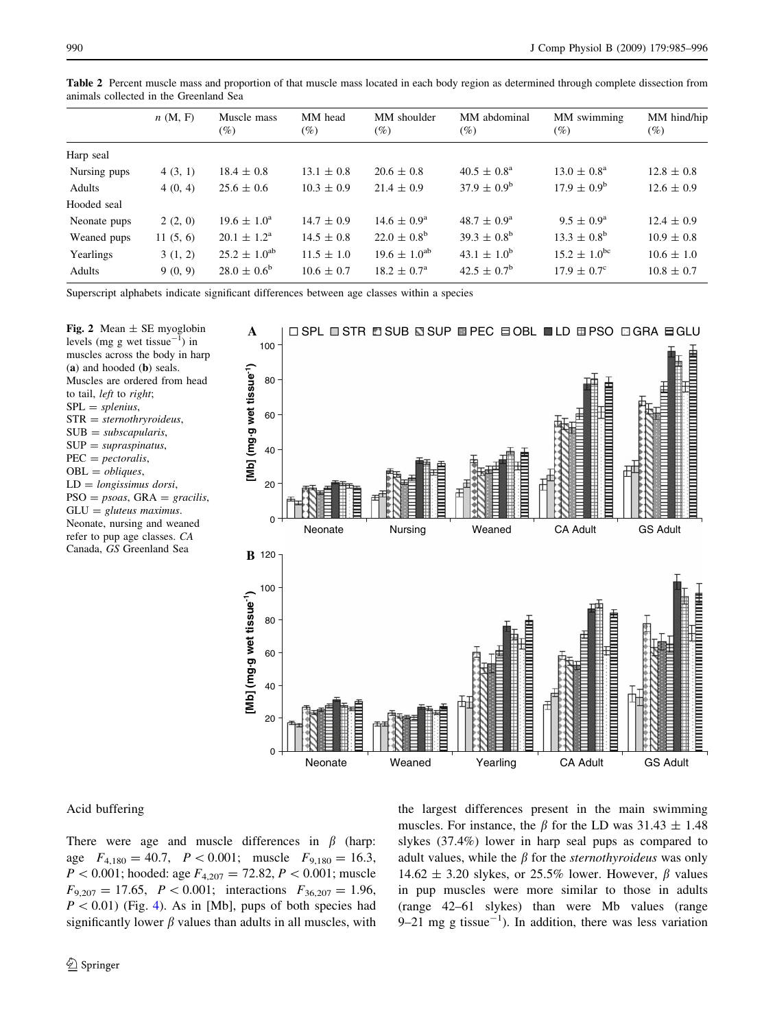**Table 2** Percent muscle mass and proportion of that muscle mass located in each body region as determined through complete dissection from animals collected in the Greenland Sea

| | n (M, F) | Muscle mass (%) | MM head (%) | MM shoulder (%) | MM abdominal (%) | MM swimming (%) | MM hind/hip (%) |
|---|---|---|---|---|---|---|---|
| Harp seal | | | | | | | |
| Nursing pups | 4 (3, 1) | 18.4 ± 0.8 | 13.1 ± 0.8 | 20.6 ± 0.8 | 40.5 ± 0.8[a] | 13.0 ± 0.8[a] | 12.8 ± 0.8 |
| Adults | 4 (0, 4) | 25.6 ± 0.6 | 10.3 ± 0.9 | 21.4 ± 0.9 | 37.9 ± 0.9[b] | 17.9 ± 0.9[b] | 12.6 ± 0.9 |
| Hooded seal | | | | | | | |
| Neonate pups | 2 (2, 0) | 19.6 ± 1.0[a] | 14.7 ± 0.9 | 14.6 ± 0.9[a] | 48.7 ± 0.9[a] | 9.5 ± 0.9[a] | 12.4 ± 0.9 |
| Weaned pups | 11 (5, 6) | 20.1 ± 1.2[a] | 14.5 ± 0.8 | 22.0 ± 0.8[b] | 39.3 ± 0.8[b] | 13.3 ± 0.8[b] | 10.9 ± 0.8 |
| Yearlings | 3 (1, 2) | 25.2 ± 1.0[ab] | 11.5 ± 1.0 | 19.6 ± 1.0[ab] | 43.1 ± 1.0[b] | 15.2 ± 1.0[bc] | 10.6 ± 1.0 |
| Adults | 9 (0, 9) | 28.0 ± 0.6[b] | 10.6 ± 0.7 | 18.2 ± 0.7[a] | 42.5 ± 0.7[b] | 17.9 ± 0.7[c] | 10.8 ± 0.7 |

Superscript alphabets indicate significant differences between age classes within a species

**Fig. 2** Mean ± SE myoglobin levels (mg g wet tissue$^{-1}$) in muscles across the body in harp (**a**) and hooded (**b**) seals. Muscles are ordered from head to tail, *left* to *right*; SPL = *splenius*, STR = *sternothryroideus*, SUB = *subscapularis*, SUP = *supraspinatus*, PEC = *pectoralis*, OBL = *obliques*, LD = *longissimus dorsi*, PSO = *psoas*, GRA = *gracilis*, GLU = *gluteus maximus*. Neonate, nursing and weaned refer to pup age classes. *CA* Canada, *GS* Greenland Sea

### Acid buffering

There were age and muscle differences in $\beta$ (harp: age $F_{4,180} = 40.7$, $P < 0.001$; muscle $F_{9,180} = 16.3$, $P < 0.001$; hooded: age $F_{4,207} = 72.82$, $P < 0.001$; muscle $F_{9,207} = 17.65$, $P < 0.001$; interactions $F_{36,207} = 1.96$, $P < 0.01$) (Fig. 4). As in [Mb], pups of both species had significantly lower $\beta$ values than adults in all muscles, with the largest differences present in the main swimming muscles. For instance, the $\beta$ for the LD was 31.43 ± 1.48 slykes (37.4%) lower in harp seal pups as compared to adult values, while the $\beta$ for the *sternothyroideus* was only 14.62 ± 3.20 slykes, or 25.5% lower. However, $\beta$ values in pup muscles were more similar to those in adults (range 42–61 slykes) than were Mb values (range 9–21 mg g tissue$^{-1}$). In addition, there was less variation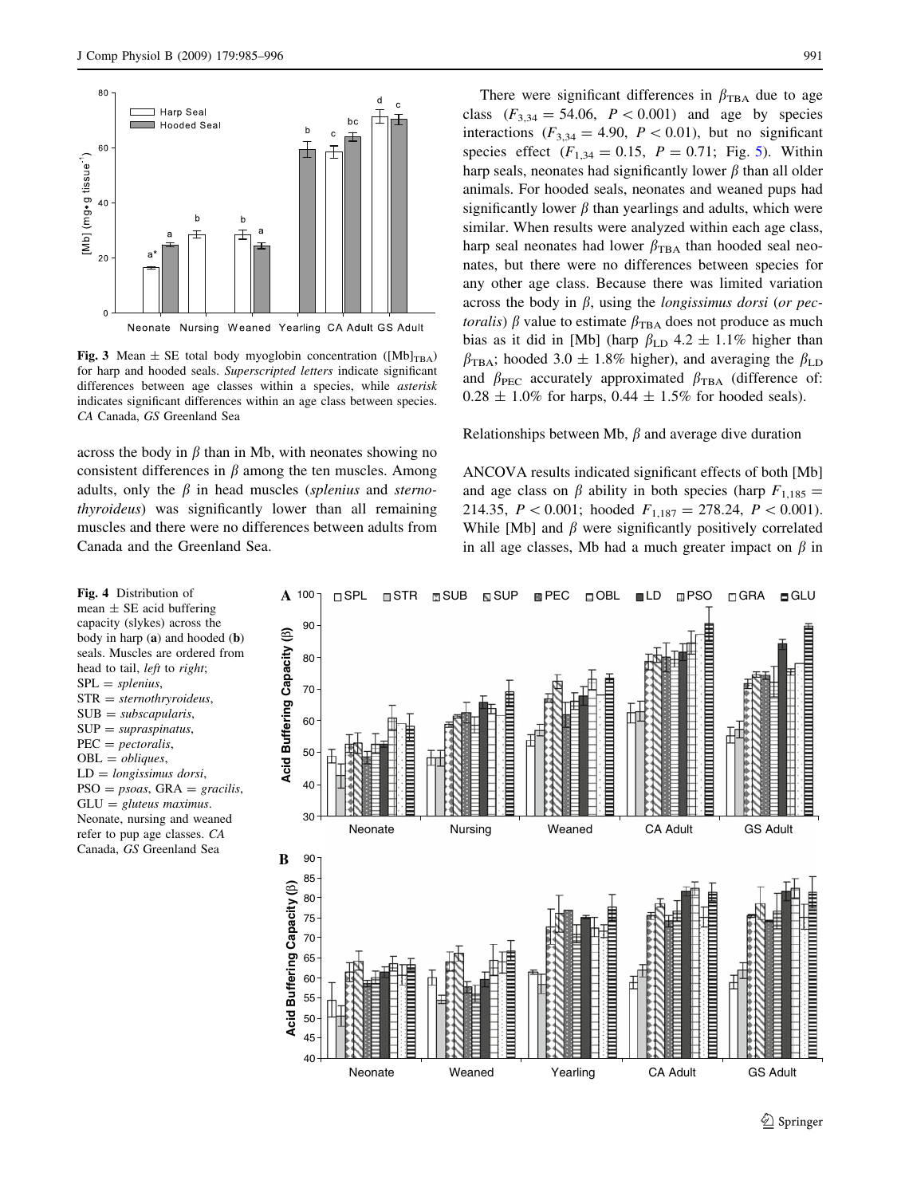**Fig. 3** Mean ± SE total body myoglobin concentration ($[Mb]_{TBA}$) for harp and hooded seals. *Superscripted letters* indicate significant differences between age classes within a species, while *asterisk* indicates significant differences within an age class between species. *CA* Canada, *GS* Greenland Sea

across the body in $\beta$ than in Mb, with neonates showing no consistent differences in $\beta$ among the ten muscles. Among adults, only the $\beta$ in head muscles (*splenius* and *sternothyroideus*) was significantly lower than all remaining muscles and there were no differences between adults from Canada and the Greenland Sea.

**Fig. 4** Distribution of mean ± SE acid buffering capacity (slykes) across the body in harp (**a**) and hooded (**b**) seals. Muscles are ordered from head to tail, *left* to *right*; SPL = *splenius*, STR = *sternothryroideus*, SUB = *subscapularis*, SUP = *supraspinatus*, PEC = *pectoralis*, OBL = *obliques*, LD = *longissimus dorsi*, PSO = *psoas*, GRA = *gracilis*, GLU = *gluteus maximus*. Neonate, nursing and weaned refer to pup age classes. *CA* Canada, *GS* Greenland Sea

There were significant differences in $\beta_{TBA}$ due to age class ($F_{3,34} = 54.06$, $P < 0.001$) and age by species interactions ($F_{3,34} = 4.90$, $P < 0.01$), but no significant species effect ($F_{1,34} = 0.15$, $P = 0.71$; Fig. 5). Within harp seals, neonates had significantly lower $\beta$ than all older animals. For hooded seals, neonates and weaned pups had significantly lower $\beta$ than yearlings and adults, which were similar. When results were analyzed within each age class, harp seal neonates had lower $\beta_{TBA}$ than hooded seal neonates, but there were no differences between species for any other age class. Because there was limited variation across the body in $\beta$, using the *longissimus dorsi* (*or pectoralis*) $\beta$ value to estimate $\beta_{TBA}$ does not produce as much bias as it did in [Mb] (harp $\beta_{LD}$ 4.2 ± 1.1% higher than $\beta_{TBA}$; hooded 3.0 ± 1.8% higher), and averaging the $\beta_{LD}$ and $\beta_{PEC}$ accurately approximated $\beta_{TBA}$ (difference of: 0.28 ± 1.0% for harps, 0.44 ± 1.5% for hooded seals).

## Relationships between Mb, $\beta$ and average dive duration

ANCOVA results indicated significant effects of both [Mb] and age class on $\beta$ ability in both species (harp $F_{1,185} = 214.35$, $P < 0.001$; hooded $F_{1,187} = 278.24$, $P < 0.001$). While [Mb] and $\beta$ were significantly positively correlated in all age classes, Mb had a much greater impact on $\beta$ in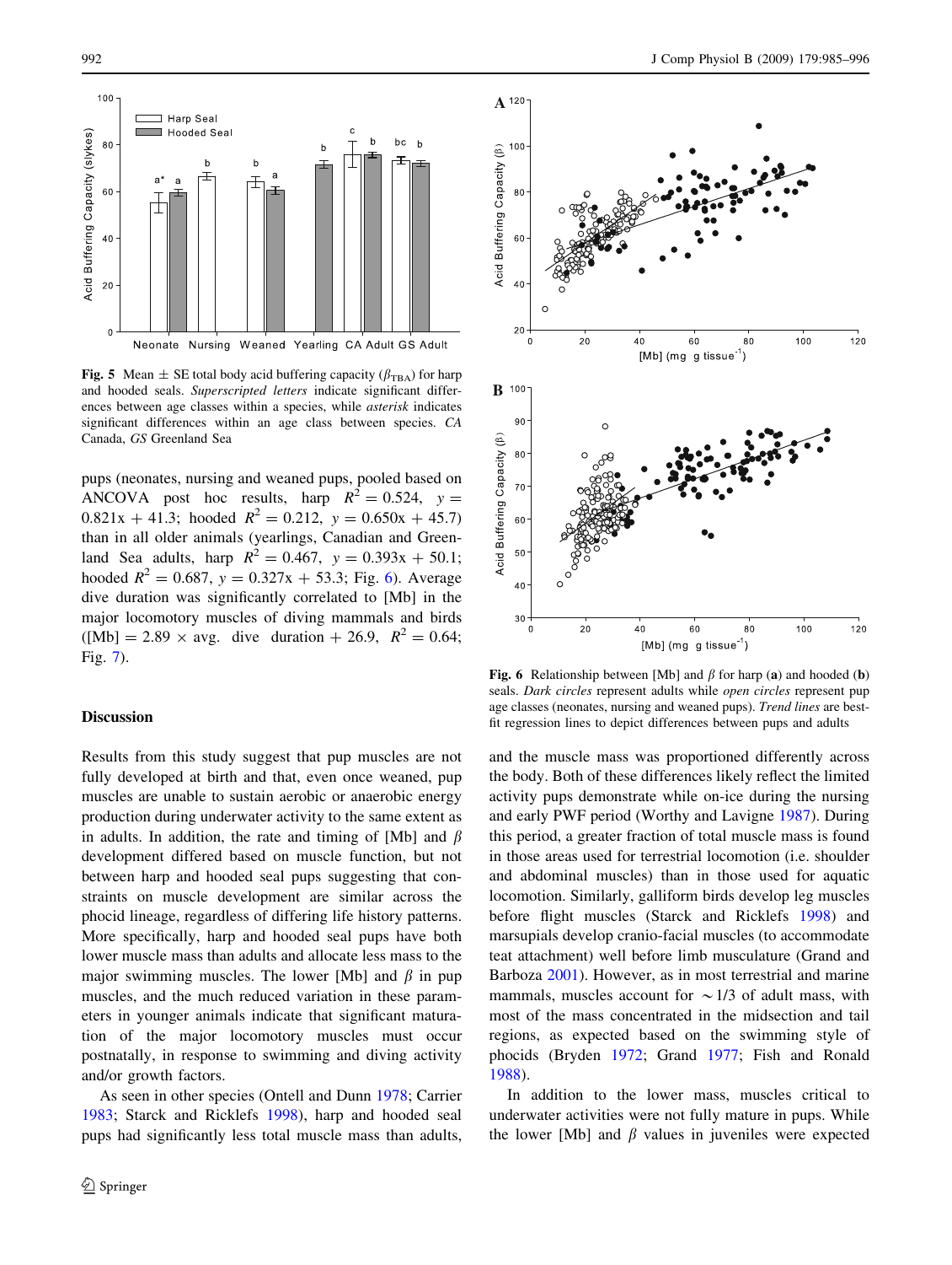Fig. 5 Mean ± SE total body acid buffering capacity ($\beta_{TBA}$) for harp and hooded seals. *Superscripted letters* indicate significant differences between age classes within a species, while *asterisk* indicates significant differences within an age class between species. *CA* Canada, *GS* Greenland Sea

pups (neonates, nursing and weaned pups, pooled based on ANCOVA post hoc results, harp $R^2 = 0.524$, $y = 0.821x + 41.3$; hooded $R^2 = 0.212$, $y = 0.650x + 45.7$) than in all older animals (yearlings, Canadian and Greenland Sea adults, harp $R^2 = 0.467$, $y = 0.393x + 50.1$; hooded $R^2 = 0.687$, $y = 0.327x + 53.3$; Fig. 6). Average dive duration was significantly correlated to [Mb] in the major locomotory muscles of diving mammals and birds ($[\text{Mb}] = 2.89 \times \text{avg. dive duration} + 26.9$, $R^2 = 0.64$; Fig. 7).

## Discussion

Results from this study suggest that pup muscles are not fully developed at birth and that, even once weaned, pup muscles are unable to sustain aerobic or anaerobic energy production during underwater activity to the same extent as in adults. In addition, the rate and timing of [Mb] and $\beta$ development differed based on muscle function, but not between harp and hooded seal pups suggesting that constraints on muscle development are similar across the phocid lineage, regardless of differing life history patterns. More specifically, harp and hooded seal pups have both lower muscle mass than adults and allocate less mass to the major swimming muscles. The lower [Mb] and $\beta$ in pup muscles, and the much reduced variation in these parameters in younger animals indicate that significant maturation of the major locomotory muscles must occur postnatally, in response to swimming and diving activity and/or growth factors.

As seen in other species (Ontell and Dunn 1978; Carrier 1983; Starck and Ricklefs 1998), harp and hooded seal pups had significantly less total muscle mass than adults, and the muscle mass was proportioned differently across the body. Both of these differences likely reflect the limited activity pups demonstrate while on-ice during the nursing and early PWF period (Worthy and Lavigne 1987). During this period, a greater fraction of total muscle mass is found in those areas used for terrestrial locomotion (i.e. shoulder and abdominal muscles) than in those used for aquatic locomotion. Similarly, galliform birds develop leg muscles before flight muscles (Starck and Ricklefs 1998) and marsupials develop cranio-facial muscles (to accommodate teat attachment) well before limb musculature (Grand and Barboza 2001). However, as in most terrestrial and marine mammals, muscles account for ~1/3 of adult mass, with most of the mass concentrated in the midsection and tail regions, as expected based on the swimming style of phocids (Bryden 1972; Grand 1977; Fish and Ronald 1988).

Fig. 6 Relationship between [Mb] and $\beta$ for harp (**a**) and hooded (**b**) seals. *Dark circles* represent adults while *open circles* represent pup age classes (neonates, nursing and weaned pups). *Trend lines* are best-fit regression lines to depict differences between pups and adults

In addition to the lower mass, muscles critical to underwater activities were not fully mature in pups. While the lower [Mb] and $\beta$ values in juveniles were expected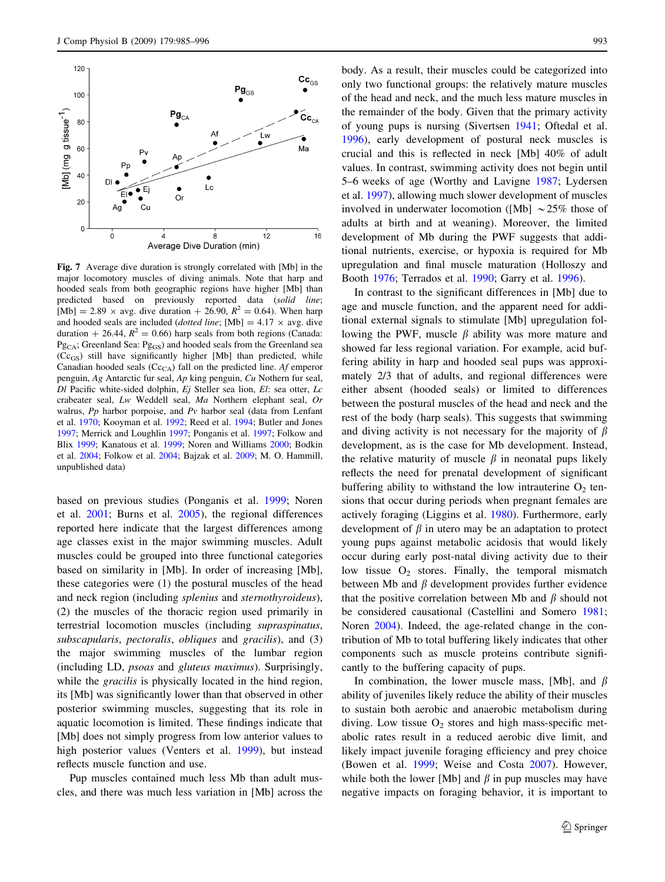Fig. 7 Average dive duration is strongly correlated with [Mb] in the major locomotory muscles of diving animals. Note that harp and hooded seals from both geographic regions have higher [Mb] than predicted based on previously reported data (*solid line*; predicted $[Mb] = 2.89 \times$ avg. dive duration $+ 26.90$, $R^2 = 0.64$). When harp and hooded seals are included (*dotted line*; $[Mb] = 4.17 \times$ avg. dive duration $+ 26.44$, $R^2 = 0.66$) harp seals from both regions (Canada: $Pg_{CA}$; Greenland Sea: $Pg_{GS}$) and hooded seals from the Greenland sea ($Cc_{GS}$) still have significantly higher [Mb] than predicted, while Canadian hooded seals ($Cc_{CA}$) fall on the predicted line. *Af* emperor penguin, *Ag* Antarctic fur seal, *Ap* king penguin, *Cu* Nothern fur seal, *Dl* Pacific white-sided dolphin, *Ej* Steller sea lion, *El*: sea otter, *Lc* crabeater seal, *Lw* Weddell seal, *Ma* Northern elephant seal, *Or* walrus, *Pp* harbor porpoise, and *Pv* harbor seal (data from Lenfant et al. 1970; Kooyman et al. 1992; Reed et al. 1994; Butler and Jones 1997; Merrick and Loughlin 1997; Ponganis et al. 1997; Folkow and Blix 1999; Kanatous et al. 1999; Noren and Williams 2000; Bodkin et al. 2004; Folkow et al. 2004; Bajzak et al. 2009; M. O. Hammill, unpublished data)

based on previous studies (Ponganis et al. 1999; Noren et al. 2001; Burns et al. 2005), the regional differences reported here indicate that the largest differences among age classes exist in the major swimming muscles. Adult muscles could be grouped into three functional categories based on similarity in [Mb]. In order of increasing [Mb], these categories were (1) the postural muscles of the head and neck region (including *splenius* and *sternothyroideus*), (2) the muscles of the thoracic region used primarily in terrestrial locomotion muscles (including *supraspinatus*, *subscapularis*, *pectoralis*, *obliques* and *gracilis*), and (3) the major swimming muscles of the lumbar region (including LD, *psoas* and *gluteus maximus*). Surprisingly, while the *gracilis* is physically located in the hind region, its [Mb] was significantly lower than that observed in other posterior swimming muscles, suggesting that its role in aquatic locomotion is limited. These findings indicate that [Mb] does not simply progress from low anterior values to high posterior values (Venters et al. 1999), but instead reflects muscle function and use.

Pup muscles contained much less Mb than adult muscles, and there was much less variation in [Mb] across the body. As a result, their muscles could be categorized into only two functional groups: the relatively mature muscles of the head and neck, and the much less mature muscles in the remainder of the body. Given that the primary activity of young pups is nursing (Sivertsen 1941; Oftedal et al. 1996), early development of postural neck muscles is crucial and this is reflected in neck [Mb] 40% of adult values. In contrast, swimming activity does not begin until 5–6 weeks of age (Worthy and Lavigne 1987; Lydersen et al. 1997), allowing much slower development of muscles involved in underwater locomotion ([Mb] ~25% those of adults at birth and at weaning). Moreover, the limited development of Mb during the PWF suggests that additional nutrients, exercise, or hypoxia is required for Mb upregulation and final muscle maturation (Holloszy and Booth 1976; Terrados et al. 1990; Garry et al. 1996).

In contrast to the significant differences in [Mb] due to age and muscle function, and the apparent need for additional external signals to stimulate [Mb] upregulation following the PWF, muscle $\beta$ ability was more mature and showed far less regional variation. For example, acid buffering ability in harp and hooded seal pups was approximately 2/3 that of adults, and regional differences were either absent (hooded seals) or limited to differences between the postural muscles of the head and neck and the rest of the body (harp seals). This suggests that swimming and diving activity is not necessary for the majority of $\beta$ development, as is the case for Mb development. Instead, the relative maturity of muscle $\beta$ in neonatal pups likely reflects the need for prenatal development of significant buffering ability to withstand the low intrauterine $O_2$ tensions that occur during periods when pregnant females are actively foraging (Liggins et al. 1980). Furthermore, early development of $\beta$ in utero may be an adaptation to protect young pups against metabolic acidosis that would likely occur during early post-natal diving activity due to their low tissue $O_2$ stores. Finally, the temporal mismatch between Mb and $\beta$ development provides further evidence that the positive correlation between Mb and $\beta$ should not be considered causational (Castellini and Somero 1981; Noren 2004). Indeed, the age-related change in the contribution of Mb to total buffering likely indicates that other components such as muscle proteins contribute significantly to the buffering capacity of pups.

In combination, the lower muscle mass, [Mb], and $\beta$ ability of juveniles likely reduce the ability of their muscles to sustain both aerobic and anaerobic metabolism during diving. Low tissue $O_2$ stores and high mass-specific metabolic rates result in a reduced aerobic dive limit, and likely impact juvenile foraging efficiency and prey choice (Bowen et al. 1999; Weise and Costa 2007). However, while both the lower [Mb] and $\beta$ in pup muscles may have negative impacts on foraging behavior, it is important to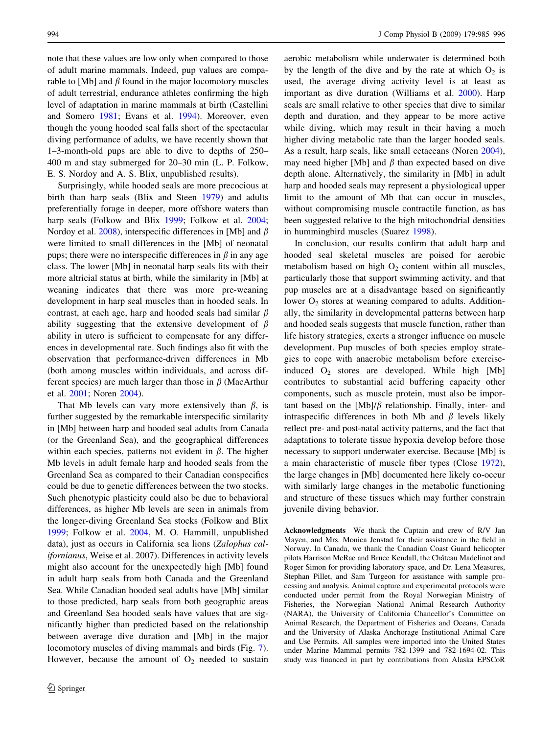note that these values are low only when compared to those of adult marine mammals. Indeed, pup values are comparable to [Mb] and $\beta$ found in the major locomotory muscles of adult terrestrial, endurance athletes confirming the high level of adaptation in marine mammals at birth (Castellini and Somero 1981; Evans et al. 1994). Moreover, even though the young hooded seal falls short of the spectacular diving performance of adults, we have recently shown that 1–3-month-old pups are able to dive to depths of 250–400 m and stay submerged for 20–30 min (L. P. Folkow, E. S. Nordoy and A. S. Blix, unpublished results).

Surprisingly, while hooded seals are more precocious at birth than harp seals (Blix and Steen 1979) and adults preferentially forage in deeper, more offshore waters than harp seals (Folkow and Blix 1999; Folkow et al. 2004; Nordoy et al. 2008), interspecific differences in [Mb] and $\beta$ were limited to small differences in the [Mb] of neonatal pups; there were no interspecific differences in $\beta$ in any age class. The lower [Mb] in neonatal harp seals fits with their more altricial status at birth, while the similarity in [Mb] at weaning indicates that there was more pre-weaning development in harp seal muscles than in hooded seals. In contrast, at each age, harp and hooded seals had similar $\beta$ ability suggesting that the extensive development of $\beta$ ability in utero is sufficient to compensate for any differences in developmental rate. Such findings also fit with the observation that performance-driven differences in Mb (both among muscles within individuals, and across different species) are much larger than those in $\beta$ (MacArthur et al. 2001; Noren 2004).

That Mb levels can vary more extensively than $\beta$, is further suggested by the remarkable interspecific similarity in [Mb] between harp and hooded seal adults from Canada (or the Greenland Sea), and the geographical differences within each species, patterns not evident in $\beta$. The higher Mb levels in adult female harp and hooded seals from the Greenland Sea as compared to their Canadian conspecifics could be due to genetic differences between the two stocks. Such phenotypic plasticity could also be due to behavioral differences, as higher Mb levels are seen in animals from the longer-diving Greenland Sea stocks (Folkow and Blix 1999; Folkow et al. 2004, M. O. Hammill, unpublished data), just as occurs in California sea lions (*Zalophus californianus*, Weise et al. 2007). Differences in activity levels might also account for the unexpectedly high [Mb] found in adult harp seals from both Canada and the Greenland Sea. While Canadian hooded seal adults have [Mb] similar to those predicted, harp seals from both geographic areas and Greenland Sea hooded seals have values that are significantly higher than predicted based on the relationship between average dive duration and [Mb] in the major locomotory muscles of diving mammals and birds (Fig. 7). However, because the amount of $O_2$ needed to sustain aerobic metabolism while underwater is determined both by the length of the dive and by the rate at which $O_2$ is used, the average diving activity level is at least as important as dive duration (Williams et al. 2000). Harp seals are small relative to other species that dive to similar depth and duration, and they appear to be more active while diving, which may result in their having a much higher diving metabolic rate than the larger hooded seals. As a result, harp seals, like small cetaceans (Noren 2004), may need higher [Mb] and $\beta$ than expected based on dive depth alone. Alternatively, the similarity in [Mb] in adult harp and hooded seals may represent a physiological upper limit to the amount of Mb that can occur in muscles, without compromising muscle contractile function, as has been suggested relative to the high mitochondrial densities in hummingbird muscles (Suarez 1998).

In conclusion, our results confirm that adult harp and hooded seal skeletal muscles are poised for aerobic metabolism based on high $O_2$ content within all muscles, particularly those that support swimming activity, and that pup muscles are at a disadvantage based on significantly lower $O_2$ stores at weaning compared to adults. Additionally, the similarity in developmental patterns between harp and hooded seals suggests that muscle function, rather than life history strategies, exerts a stronger influence on muscle development. Pup muscles of both species employ strategies to cope with anaerobic metabolism before exercise-induced $O_2$ stores are developed. While high [Mb] contributes to substantial acid buffering capacity other components, such as muscle protein, must also be important based on the [Mb]/$\beta$ relationship. Finally, inter- and intraspecific differences in both Mb and $\beta$ levels likely reflect pre- and post-natal activity patterns, and the fact that adaptations to tolerate tissue hypoxia develop before those necessary to support underwater exercise. Because [Mb] is a main characteristic of muscle fiber types (Close 1972), the large changes in [Mb] documented here likely co-occur with similarly large changes in the metabolic functioning and structure of these tissues which may further constrain juvenile diving behavior.

**Acknowledgments** We thank the Captain and crew of R/V Jan Mayen, and Mrs. Monica Jenstad for their assistance in the field in Norway. In Canada, we thank the Canadian Coast Guard helicopter pilots Harrison McRae and Bruce Kendall, the Château Madelinot and Roger Simon for providing laboratory space, and Dr. Lena Measures, Stephan Pillet, and Sam Turgeon for assistance with sample processing and analysis. Animal capture and experimental protocols were conducted under permit from the Royal Norwegian Ministry of Fisheries, the Norwegian National Animal Research Authority (NARA), the University of California Chancellor's Committee on Animal Research, the Department of Fisheries and Oceans, Canada and the University of Alaska Anchorage Institutional Animal Care and Use Permits. All samples were imported into the United States under Marine Mammal permits 782-1399 and 782-1694-02. This study was financed in part by contributions from Alaska EPSCoR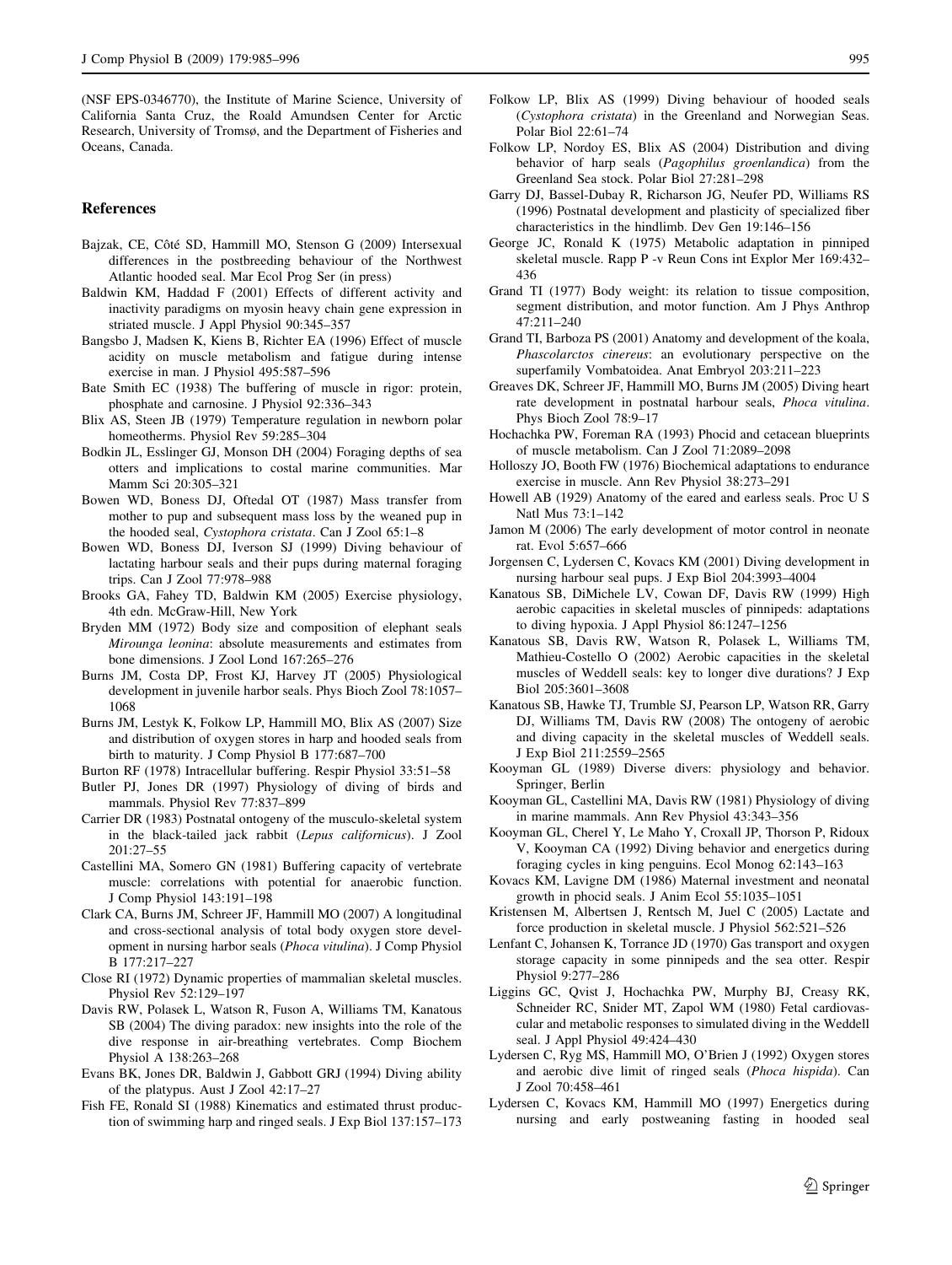(NSF EPS-0346770), the Institute of Marine Science, University of California Santa Cruz, the Roald Amundsen Center for Arctic Research, University of Tromsø, and the Department of Fisheries and Oceans, Canada.

## References

Bajzak, CE, Côté SD, Hammill MO, Stenson G (2009) Intersexual differences in the postbreeding behaviour of the Northwest Atlantic hooded seal. Mar Ecol Prog Ser (in press)

Baldwin KM, Haddad F (2001) Effects of different activity and inactivity paradigms on myosin heavy chain gene expression in striated muscle. J Appl Physiol 90:345–357

Bangsbo J, Madsen K, Kiens B, Richter EA (1996) Effect of muscle acidity on muscle metabolism and fatigue during intense exercise in man. J Physiol 495:587–596

Bate Smith EC (1938) The buffering of muscle in rigor: protein, phosphate and carnosine. J Physiol 92:336–343

Blix AS, Steen JB (1979) Temperature regulation in newborn polar homeotherms. Physiol Rev 59:285–304

Bodkin JL, Esslinger GJ, Monson DH (2004) Foraging depths of sea otters and implications to costal marine communities. Mar Mamm Sci 20:305–321

Bowen WD, Boness DJ, Oftedal OT (1987) Mass transfer from mother to pup and subsequent mass loss by the weaned pup in the hooded seal, *Cystophora cristata*. Can J Zool 65:1–8

Bowen WD, Boness DJ, Iverson SJ (1999) Diving behaviour of lactating harbour seals and their pups during maternal foraging trips. Can J Zool 77:978–988

Brooks GA, Fahey TD, Baldwin KM (2005) Exercise physiology, 4th edn. McGraw-Hill, New York

Bryden MM (1972) Body size and composition of elephant seals *Mirounga leonina*: absolute measurements and estimates from bone dimensions. J Zool Lond 167:265–276

Burns JM, Costa DP, Frost KJ, Harvey JT (2005) Physiological development in juvenile harbor seals. Phys Bioch Zool 78:1057–1068

Burns JM, Lestyk K, Folkow LP, Hammill MO, Blix AS (2007) Size and distribution of oxygen stores in harp and hooded seals from birth to maturity. J Comp Physiol B 177:687–700

Burton RF (1978) Intracellular buffering. Respir Physiol 33:51–58

Butler PJ, Jones DR (1997) Physiology of diving of birds and mammals. Physiol Rev 77:837–899

Carrier DR (1983) Postnatal ontogeny of the musculo-skeletal system in the black-tailed jack rabbit (*Lepus californicus*). J Zool 201:27–55

Castellini MA, Somero GN (1981) Buffering capacity of vertebrate muscle: correlations with potential for anaerobic function. J Comp Physiol 143:191–198

Clark CA, Burns JM, Schreer JF, Hammill MO (2007) A longitudinal and cross-sectional analysis of total body oxygen store development in nursing harbor seals (*Phoca vitulina*). J Comp Physiol B 177:217–227

Close RI (1972) Dynamic properties of mammalian skeletal muscles. Physiol Rev 52:129–197

Davis RW, Polasek L, Watson R, Fuson A, Williams TM, Kanatous SB (2004) The diving paradox: new insights into the role of the dive response in air-breathing vertebrates. Comp Biochem Physiol A 138:263–268

Evans BK, Jones DR, Baldwin J, Gabbott GRJ (1994) Diving ability of the platypus. Aust J Zool 42:17–27

Fish FE, Ronald SI (1988) Kinematics and estimated thrust production of swimming harp and ringed seals. J Exp Biol 137:157–173

Folkow LP, Blix AS (1999) Diving behaviour of hooded seals (*Cystophora cristata*) in the Greenland and Norwegian Seas. Polar Biol 22:61–74

Folkow LP, Nordoy ES, Blix AS (2004) Distribution and diving behavior of harp seals (*Pagophilus groenlandica*) from the Greenland Sea stock. Polar Biol 27:281–298

Garry DJ, Bassel-Dubay R, Richarson JG, Neufer PD, Williams RS (1996) Postnatal development and plasticity of specialized fiber characteristics in the hindlimb. Dev Gen 19:146–156

George JC, Ronald K (1975) Metabolic adaptation in pinniped skeletal muscle. Rapp P -v Reun Cons int Explor Mer 169:432–436

Grand TI (1977) Body weight: its relation to tissue composition, segment distribution, and motor function. Am J Phys Anthrop 47:211–240

Grand TI, Barboza PS (2001) Anatomy and development of the koala, *Phascolarctos cinereus*: an evolutionary perspective on the superfamily Vombatoidea. Anat Embryol 203:211–223

Greaves DK, Schreer JF, Hammill MO, Burns JM (2005) Diving heart rate development in postnatal harbour seals, *Phoca vitulina*. Phys Bioch Zool 78:9–17

Hochachka PW, Foreman RA (1993) Phocid and cetacean blueprints of muscle metabolism. Can J Zool 71:2089–2098

Holloszy JO, Booth FW (1976) Biochemical adaptations to endurance exercise in muscle. Ann Rev Physiol 38:273–291

Howell AB (1929) Anatomy of the eared and earless seals. Proc U S Natl Mus 73:1–142

Jamon M (2006) The early development of motor control in neonate rat. Evol 5:657–666

Jorgensen C, Lydersen C, Kovacs KM (2001) Diving development in nursing harbour seal pups. J Exp Biol 204:3993–4004

Kanatous SB, DiMichele LV, Cowan DF, Davis RW (1999) High aerobic capacities in skeletal muscles of pinnipeds: adaptations to diving hypoxia. J Appl Physiol 86:1247–1256

Kanatous SB, Davis RW, Watson R, Polasek L, Williams TM, Mathieu-Costello O (2002) Aerobic capacities in the skeletal muscles of Weddell seals: key to longer dive durations? J Exp Biol 205:3601–3608

Kanatous SB, Hawke TJ, Trumble SJ, Pearson LP, Watson RR, Garry DJ, Williams TM, Davis RW (2008) The ontogeny of aerobic and diving capacity in the skeletal muscles of Weddell seals. J Exp Biol 211:2559–2565

Kooyman GL (1989) Diverse divers: physiology and behavior. Springer, Berlin

Kooyman GL, Castellini MA, Davis RW (1981) Physiology of diving in marine mammals. Ann Rev Physiol 43:343–356

Kooyman GL, Cherel Y, Le Maho Y, Croxall JP, Thorson P, Ridoux V, Kooyman CA (1992) Diving behavior and energetics during foraging cycles in king penguins. Ecol Monog 62:143–163

Kovacs KM, Lavigne DM (1986) Maternal investment and neonatal growth in phocid seals. J Anim Ecol 55:1035–1051

Kristensen M, Albertsen J, Rentsch M, Juel C (2005) Lactate and force production in skeletal muscle. J Physiol 562:521–526

Lenfant C, Johansen K, Torrance JD (1970) Gas transport and oxygen storage capacity in some pinnipeds and the sea otter. Respir Physiol 9:277–286

Liggins GC, Qvist J, Hochachka PW, Murphy BJ, Creasy RK, Schneider RC, Snider MT, Zapol WM (1980) Fetal cardiovascular and metabolic responses to simulated diving in the Weddell seal. J Appl Physiol 49:424–430

Lydersen C, Ryg MS, Hammill MO, O'Brien J (1992) Oxygen stores and aerobic dive limit of ringed seals (*Phoca hispida*). Can J Zool 70:458–461

Lydersen C, Kovacs KM, Hammill MO (1997) Energetics during nursing and early postweaning fasting in hooded seal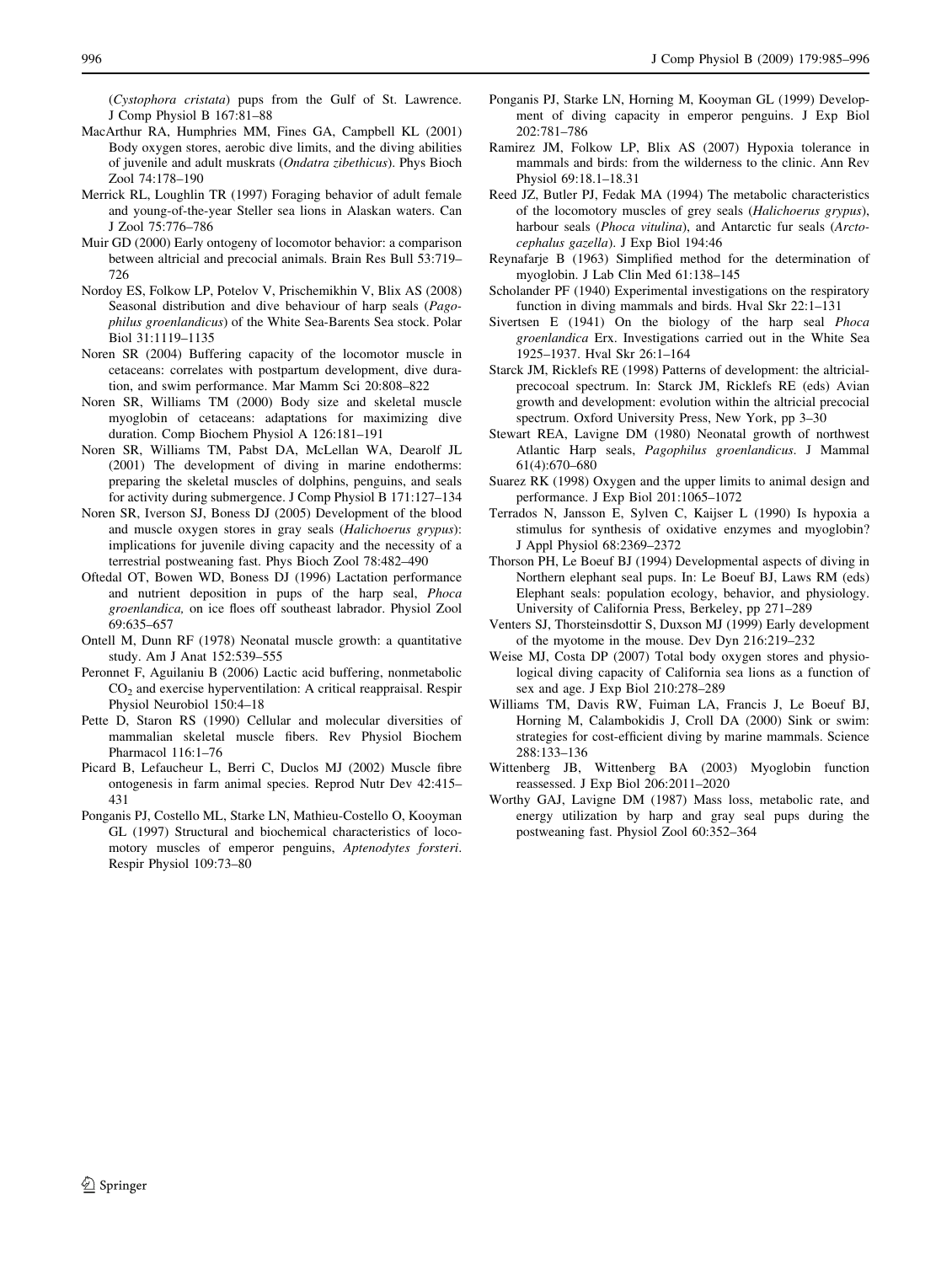(*Cystophora cristata*) pups from the Gulf of St. Lawrence. J Comp Physiol B 167:81–88

MacArthur RA, Humphries MM, Fines GA, Campbell KL (2001) Body oxygen stores, aerobic dive limits, and the diving abilities of juvenile and adult muskrats (*Ondatra zibethicus*). Phys Bioch Zool 74:178–190

Merrick RL, Loughlin TR (1997) Foraging behavior of adult female and young-of-the-year Steller sea lions in Alaskan waters. Can J Zool 75:776–786

Muir GD (2000) Early ontogeny of locomotor behavior: a comparison between altricial and precocial animals. Brain Res Bull 53:719–726

Nordoy ES, Folkow LP, Potelov V, Prischemikhin V, Blix AS (2008) Seasonal distribution and dive behaviour of harp seals (*Pagophilus groenlandicus*) of the White Sea-Barents Sea stock. Polar Biol 31:1119–1135

Noren SR (2004) Buffering capacity of the locomotor muscle in cetaceans: correlates with postpartum development, dive duration, and swim performance. Mar Mamm Sci 20:808–822

Noren SR, Williams TM (2000) Body size and skeletal muscle myoglobin of cetaceans: adaptations for maximizing dive duration. Comp Biochem Physiol A 126:181–191

Noren SR, Williams TM, Pabst DA, McLellan WA, Dearolf JL (2001) The development of diving in marine endotherms: preparing the skeletal muscles of dolphins, penguins, and seals for activity during submergence. J Comp Physiol B 171:127–134

Noren SR, Iverson SJ, Boness DJ (2005) Development of the blood and muscle oxygen stores in gray seals (*Halichoerus grypus*): implications for juvenile diving capacity and the necessity of a terrestrial postweaning fast. Phys Bioch Zool 78:482–490

Oftedal OT, Bowen WD, Boness DJ (1996) Lactation performance and nutrient deposition in pups of the harp seal, *Phoca groenlandica,* on ice floes off southeast labrador. Physiol Zool 69:635–657

Ontell M, Dunn RF (1978) Neonatal muscle growth: a quantitative study. Am J Anat 152:539–555

Peronnet F, Aguilaniu B (2006) Lactic acid buffering, nonmetabolic $CO_2$ and exercise hyperventilation: A critical reappraisal. Respir Physiol Neurobiol 150:4–18

Pette D, Staron RS (1990) Cellular and molecular diversities of mammalian skeletal muscle fibers. Rev Physiol Biochem Pharmacol 116:1–76

Picard B, Lefaucheur L, Berri C, Duclos MJ (2002) Muscle fibre ontogenesis in farm animal species. Reprod Nutr Dev 42:415–431

Ponganis PJ, Costello ML, Starke LN, Mathieu-Costello O, Kooyman GL (1997) Structural and biochemical characteristics of locomotory muscles of emperor penguins, *Aptenodytes forsteri*. Respir Physiol 109:73–80

Ponganis PJ, Starke LN, Horning M, Kooyman GL (1999) Development of diving capacity in emperor penguins. J Exp Biol 202:781–786

Ramirez JM, Folkow LP, Blix AS (2007) Hypoxia tolerance in mammals and birds: from the wilderness to the clinic. Ann Rev Physiol 69:18.1–18.31

Reed JZ, Butler PJ, Fedak MA (1994) The metabolic characteristics of the locomotory muscles of grey seals (*Halichoerus grypus*), harbour seals (*Phoca vitulina*), and Antarctic fur seals (*Arctocephalus gazella*). J Exp Biol 194:46

Reynafarje B (1963) Simplified method for the determination of myoglobin. J Lab Clin Med 61:138–145

Scholander PF (1940) Experimental investigations on the respiratory function in diving mammals and birds. Hval Skr 22:1–131

Sivertsen E (1941) On the biology of the harp seal *Phoca groenlandica* Erx. Investigations carried out in the White Sea 1925–1937. Hval Skr 26:1–164

Starck JM, Ricklefs RE (1998) Patterns of development: the altricial-precocoal spectrum. In: Starck JM, Ricklefs RE (eds) Avian growth and development: evolution within the altricial precocial spectrum. Oxford University Press, New York, pp 3–30

Stewart REA, Lavigne DM (1980) Neonatal growth of northwest Atlantic Harp seals, *Pagophilus groenlandicus*. J Mammal 61(4):670–680

Suarez RK (1998) Oxygen and the upper limits to animal design and performance. J Exp Biol 201:1065–1072

Terrados N, Jansson E, Sylven C, Kaijser L (1990) Is hypoxia a stimulus for synthesis of oxidative enzymes and myoglobin? J Appl Physiol 68:2369–2372

Thorson PH, Le Boeuf BJ (1994) Developmental aspects of diving in Northern elephant seal pups. In: Le Boeuf BJ, Laws RM (eds) Elephant seals: population ecology, behavior, and physiology. University of California Press, Berkeley, pp 271–289

Venters SJ, Thorsteinsdottir S, Duxson MJ (1999) Early development of the myotome in the mouse. Dev Dyn 216:219–232

Weise MJ, Costa DP (2007) Total body oxygen stores and physiological diving capacity of California sea lions as a function of sex and age. J Exp Biol 210:278–289

Williams TM, Davis RW, Fuiman LA, Francis J, Le Boeuf BJ, Horning M, Calambokidis J, Croll DA (2000) Sink or swim: strategies for cost-efficient diving by marine mammals. Science 288:133–136

Wittenberg JB, Wittenberg BA (2003) Myoglobin function reassessed. J Exp Biol 206:2011–2020

Worthy GAJ, Lavigne DM (1987) Mass loss, metabolic rate, and energy utilization by harp and gray seal pups during the postweaning fast. Physiol Zool 60:352–364